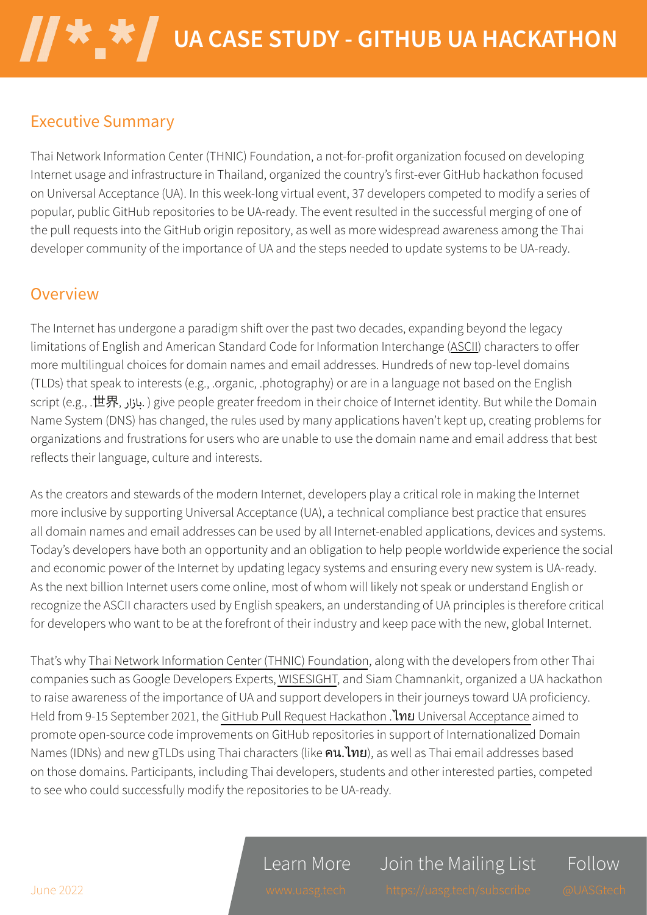# UA CASE STUDY - GITHUB UA HACKATHON

## Executive Summary

Thai Network Information Center (THNIC) Foundation, a not-for-profit organization focused on developing Internet usage and infrastructure in Thailand, organized the country's first-ever GitHub hackathon focused on Universal Acceptance (UA). In this week-long virtual event, 37 developers competed to modify a series of popular, public GitHub repositories to be UA-ready. The event resulted in the successful merging of one of the pull requests into the GitHub origin repository, as well as more widespread awareness among the Thai developer community of the importance of UA and the steps needed to update systems to be UA-ready.

## Overview

The Internet has undergone a paradigm shift over the past two decades, expanding beyond the legacy limitations of English and American Standard Code for Information Interchange (ASCII) characters to offer more multilingual choices for domain names and email addresses. Hundreds of new top-level domains (TLDs) that speak to interests (e.g., .organic, .photography) or are in a language not based on the English script (e.g., .世界, .بازار) give people greater freedom in their choice of Internet identity. But while the Domain Name System (DNS) has changed, the rules used by many applications haven't kept up, creating problems for organizations and frustrations for users who are unable to use the domain name and email address that best reflects their language, culture and interests.

As the creators and stewards of the modern Internet, developers play a critical role in making the Internet more inclusive by supporting Universal Acceptance (UA), a technical compliance best practice that ensures all domain names and email addresses can be used by all Internet-enabled applications, devices and systems. Today's developers have both an opportunity and an obligation to help people worldwide experience the social and economic power of the Internet by updating legacy systems and ensuring every new system is UA-ready. As the next billion Internet users come online, most of whom will likely not speak or understand English or recognize the ASCII characters used by English speakers, an understanding of UA principles is therefore critical for developers who want to be at the forefront of their industry and keep pace with the new, global Internet.

That's why Thai Network Information Center (THNIC) Foundation, along with the developers from other Thai companies such as Google Developers Experts, WISESIGHT, and Siam Chamnankit, organized a UA hackathon to raise awareness of the importance of UA and support developers in their journeys toward UA proficiency. Held from 9-15 September 2021, the GitHub Pull Request Hackathon .ไทย Universal Acceptance aimed to promote open-source code improvements on GitHub repositories in support of Internationalized Domain Names (IDNs) and new gTLDs using Thai characters (like **คน.ไทย**), as well as Thai email addresses based on those domains. Participants, including Thai developers, students and other interested parties, competed to see who could successfully modify the repositories to be UA-ready.

June 2022

Learn More www.uasg.tech | Join the Mailing List https://uasg.tech/subscribe | Follow @UASGtech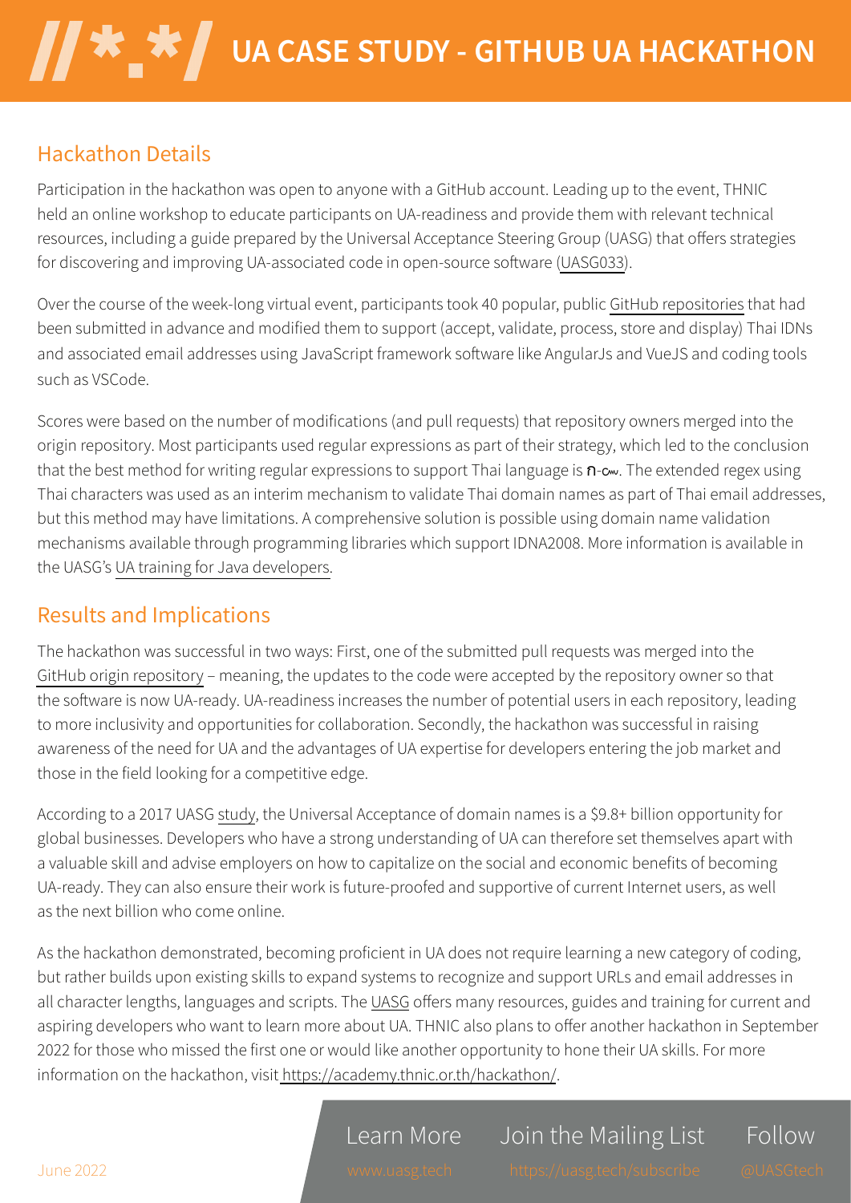## Hackathon Details

Participation in the hackathon was open to anyone with a GitHub account. Leading up to the event, THNIC held an online workshop to educate participants on UA-readiness and provide them with relevant technical resources, including a guide prepared by the Universal Acceptance Steering Group (UASG) that offers strategies for discovering and improving UA-associated code in open-source software (UASG033).

Over the course of the week-long virtual event, participants took 40 popular, public GitHub repositories that had been submitted in advance and modified them to support (accept, validate, process, store and display) Thai IDNs and associated email addresses using JavaScript framework software like AngularJs and VueJS and coding tools such as VSCode.

Scores were based on the number of modifications (and pull requests) that repository owners merged into the origin repository. Most participants used regular expressions as part of their strategy, which led to the conclusion that the best method for writing regular expressions to support Thai language is ก-๙. The extended regex using Thai characters was used as an interim mechanism to validate Thai domain names as part of Thai email addresses, but this method may have limitations. A comprehensive solution is possible using domain name validation mechanisms available through programming libraries which support IDNA2008. More information is available in the UASG's UA training for Java developers.

## Results and Implications

The hackathon was successful in two ways: First, one of the submitted pull requests was merged into the GitHub origin repository – meaning, the updates to the code were accepted by the repository owner so that the software is now UA-ready. UA-readiness increases the number of potential users in each repository, leading to more inclusivity and opportunities for collaboration. Secondly, the hackathon was successful in raising awareness of the need for UA and the advantages of UA expertise for developers entering the job market and those in the field looking for a competitive edge.

According to a 2017 UASG study, the Universal Acceptance of domain names is a $9.8+ billion opportunity for global businesses. Developers who have a strong understanding of UA can therefore set themselves apart with a valuable skill and advise employers on how to capitalize on the social and economic benefits of becoming UA-ready. They can also ensure their work is future-proofed and supportive of current Internet users, as well as the next billion who come online.

As the hackathon demonstrated, becoming proficient in UA does not require learning a new category of coding, but rather builds upon existing skills to expand systems to recognize and support URLs and email addresses in all character lengths, languages and scripts. The UASG offers many resources, guides and training for current and aspiring developers who want to learn more about UA. THNIC also plans to offer another hackathon in September 2022 for those who missed the first one or would like another opportunity to hone their UA skills. For more information on the hackathon, visit https://academy.thnic.or.th/hackathon/.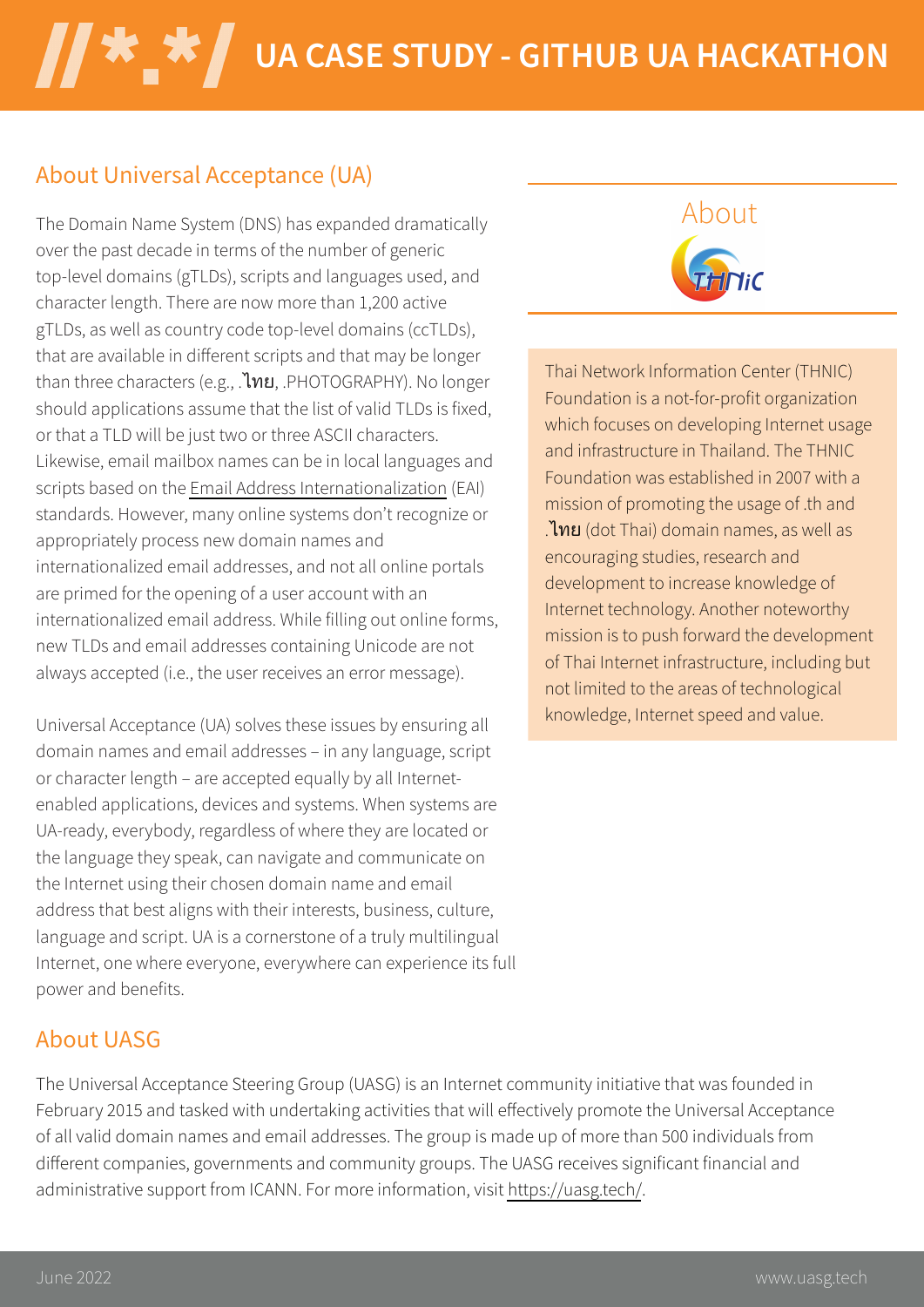# UA CASE STUDY - GITHUB UA HACKATHON

## About Universal Acceptance (UA)

The Domain Name System (DNS) has expanded dramatically over the past decade in terms of the number of generic top-level domains (gTLDs), scripts and languages used, and character length. There are now more than 1,200 active gTLDs, as well as country code top-level domains (ccTLDs), that are available in different scripts and that may be longer than three characters (e.g., .**ไทย**, .PHOTOGRAPHY). No longer should applications assume that the list of valid TLDs is fixed, or that a TLD will be just two or three ASCII characters. Likewise, email mailbox names can be in local languages and scripts based on the Email Address Internationalization (EAI) standards. However, many online systems don't recognize or appropriately process new domain names and internationalized email addresses, and not all online portals are primed for the opening of a user account with an internationalized email address. While filling out online forms, new TLDs and email addresses containing Unicode are not always accepted (i.e., the user receives an error message).

Universal Acceptance (UA) solves these issues by ensuring all domain names and email addresses – in any language, script or character length – are accepted equally by all Internet-enabled applications, devices and systems. When systems are UA-ready, everybody, regardless of where they are located or the language they speak, can navigate and communicate on the Internet using their chosen domain name and email address that best aligns with their interests, business, culture, language and script. UA is a cornerstone of a truly multilingual Internet, one where everyone, everywhere can experience its full power and benefits.

## About THNIC

Thai Network Information Center (THNIC) Foundation is a not-for-profit organization which focuses on developing Internet usage and infrastructure in Thailand. The THNIC Foundation was established in 2007 with a mission of promoting the usage of .th and .**ไทย** (dot Thai) domain names, as well as encouraging studies, research and development to increase knowledge of Internet technology. Another noteworthy mission is to push forward the development of Thai Internet infrastructure, including but not limited to the areas of technological knowledge, Internet speed and value.

## About UASG

The Universal Acceptance Steering Group (UASG) is an Internet community initiative that was founded in February 2015 and tasked with undertaking activities that will effectively promote the Universal Acceptance of all valid domain names and email addresses. The group is made up of more than 500 individuals from different companies, governments and community groups. The UASG receives significant financial and administrative support from ICANN. For more information, visit https://uasg.tech/.

June 2022

www.uasg.tech